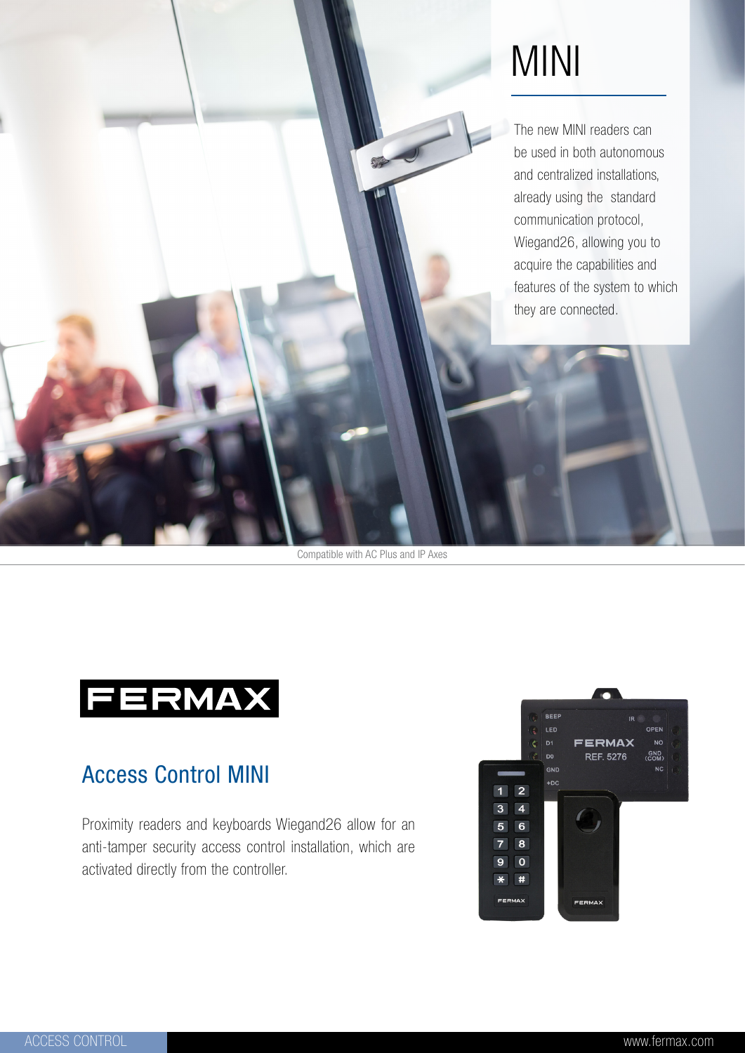# MINI

The new MINI readers can be used in both autonomous and centralized installations, already using the standard communication protocol, Wiegand26, allowing you to acquire the capabilities and features of the system to which they are connected.

Compatible with AC Plus and IP Axes

FERMAX

## Access Control MINI

Proximity readers and keyboards Wiegand26 allow for an anti-tamper security access control installation, which are activated directly from the controller.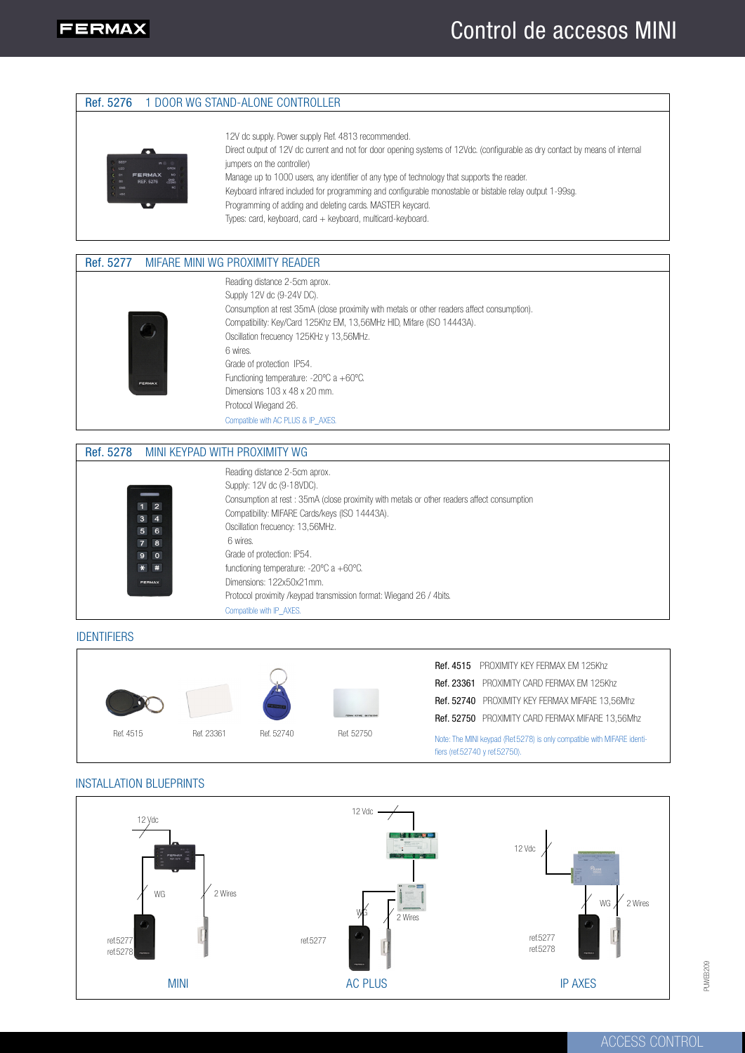# Control de accesos MINI

## Ref. 5276 1 DOOR WG STAND-ALONE CONTROLLER

12V dc supply. Power supply Ref. 4813 recommended.
Direct output of 12V dc current and not for door opening systems of 12Vdc. (configurable as dry contact by means of internal jumpers on the controller)
Manage up to 1000 users, any identifier of any type of technology that supports the reader.
Keyboard infrared included for programming and configurable monostable or bistable relay output 1-99sg.
Programming of adding and deleting cards. MASTER keycard.
Types: card, keyboard, card + keyboard, multicard-keyboard.

## Ref. 5277 MIFARE MINI WG PROXIMITY READER

Reading distance 2-5cm aprox.
Supply 12V dc (9-24V DC).
Consumption at rest 35mA (close proximity with metals or other readers affect consumption).
Compatibility: Key/Card 125Khz EM, 13,56MHz HID, Mifare (ISO 14443A).
Oscillation frecuency 125KHz y 13,56MHz.
6 wires.
Grade of protection IP54.
Functioning temperature: -20ºC a +60ºC.
Dimensions 103 x 48 x 20 mm.
Protocol Wiegand 26.
Compatible with AC PLUS & IP_AXES.

## Ref. 5278 MINI KEYPAD WITH PROXIMITY WG

Reading distance 2-5cm aprox.
Supply: 12V dc (9-18VDC).
Consumption at rest : 35mA (close proximity with metals or other readers affect consumption
Compatibility: MIFARE Cards/keys (ISO 14443A).
Oscillation frecuency: 13,56MHz.
6 wires.
Grade of protection: IP54.
functioning temperature: -20ºC a +60ºC.
Dimensions: 122x50x21mm.
Protocol proximity /keypad transmission format: Wiegand 26 / 4bits.
Compatible with IP_AXES.

## IDENTIFIERS

Ref. 4515 Ref. 23361 Ref. 52740 Ref. 52750

**Ref. 4515** PROXIMITY KEY FERMAX EM 125Khz
**Ref. 23361** PROXIMITY CARD FERMAX EM 125Khz
**Ref. 52740** PROXIMITY KEY FERMAX MIFARE 13,56Mhz
**Ref. 52750** PROXIMITY CARD FERMAX MIFARE 13,56Mhz

Note: The MINI keypad (Ref.5278) is only compatible with MIFARE identifiers (ref.52740 y ref.52750).

## INSTALLATION BLUEPRINTS

12 Vdc
WG
2 Wires
ref.5277
ref.5278
MINI

12 Vdc
WG
2 Wires
ref.5277
AC PLUS

12 Vdc
WG
2 Wires
ref.5277
ref.5278
IP AXES

PUMEB209

ACCESS CONTROL